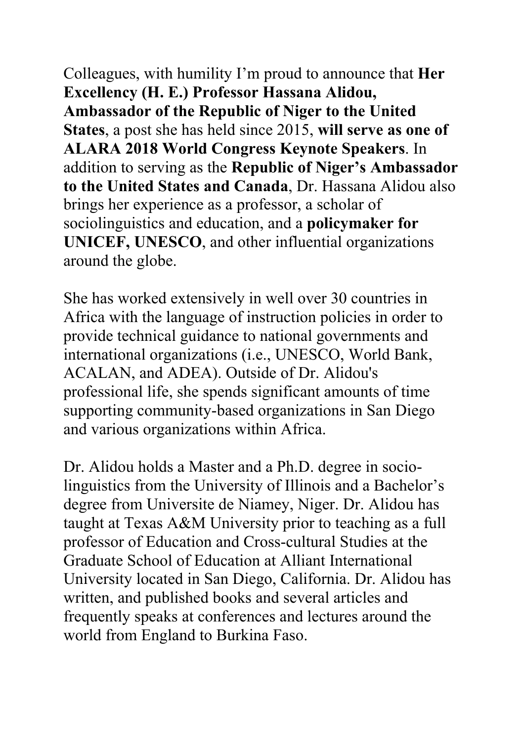Colleagues, with humility I'm proud to announce that **Her Excellency (H. E.) Professor Hassana Alidou, Ambassador of the Republic of Niger to the United States**, a post she has held since 2015, **will serve as one of ALARA 2018 World Congress Keynote Speakers**. In addition to serving as the **Republic of Niger's Ambassador to the United States and Canada**, Dr. Hassana Alidou also brings her experience as a professor, a scholar of sociolinguistics and education, and a **policymaker for UNICEF, UNESCO**, and other influential organizations around the globe.

She has worked extensively in well over 30 countries in Africa with the language of instruction policies in order to provide technical guidance to national governments and international organizations (i.e., UNESCO, World Bank, ACALAN, and ADEA). Outside of Dr. Alidou's professional life, she spends significant amounts of time supporting community-based organizations in San Diego and various organizations within Africa.

Dr. Alidou holds a Master and a Ph.D. degree in socio-linguistics from the University of Illinois and a Bachelor's degree from Universite de Niamey, Niger. Dr. Alidou has taught at Texas A&M University prior to teaching as a full professor of Education and Cross-cultural Studies at the Graduate School of Education at Alliant International University located in San Diego, California. Dr. Alidou has written, and published books and several articles and frequently speaks at conferences and lectures around the world from England to Burkina Faso.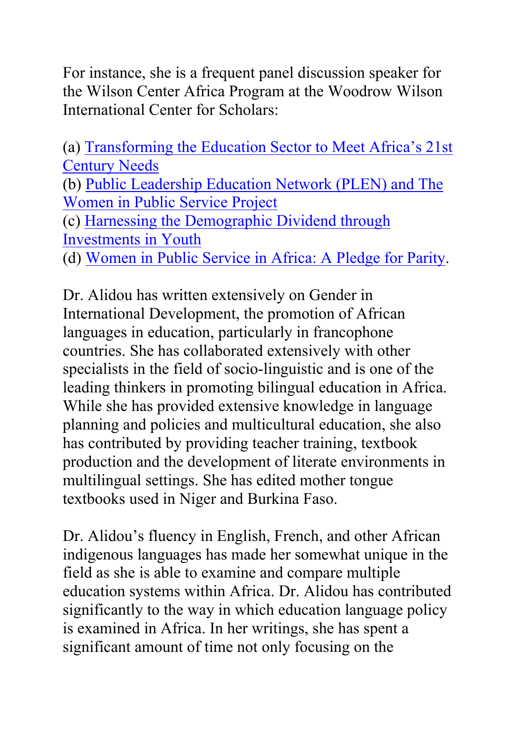For instance, she is a frequent panel discussion speaker for the Wilson Center Africa Program at the Woodrow Wilson International Center for Scholars:

(a) Transforming the Education Sector to Meet Africa's 21st Century Needs
(b) Public Leadership Education Network (PLEN) and The Women in Public Service Project
(c) Harnessing the Demographic Dividend through Investments in Youth
(d) Women in Public Service in Africa: A Pledge for Parity.

Dr. Alidou has written extensively on Gender in International Development, the promotion of African languages in education, particularly in francophone countries. She has collaborated extensively with other specialists in the field of socio-linguistic and is one of the leading thinkers in promoting bilingual education in Africa. While she has provided extensive knowledge in language planning and policies and multicultural education, she also has contributed by providing teacher training, textbook production and the development of literate environments in multilingual settings. She has edited mother tongue textbooks used in Niger and Burkina Faso.

Dr. Alidou's fluency in English, French, and other African indigenous languages has made her somewhat unique in the field as she is able to examine and compare multiple education systems within Africa. Dr. Alidou has contributed significantly to the way in which education language policy is examined in Africa. In her writings, she has spent a significant amount of time not only focusing on the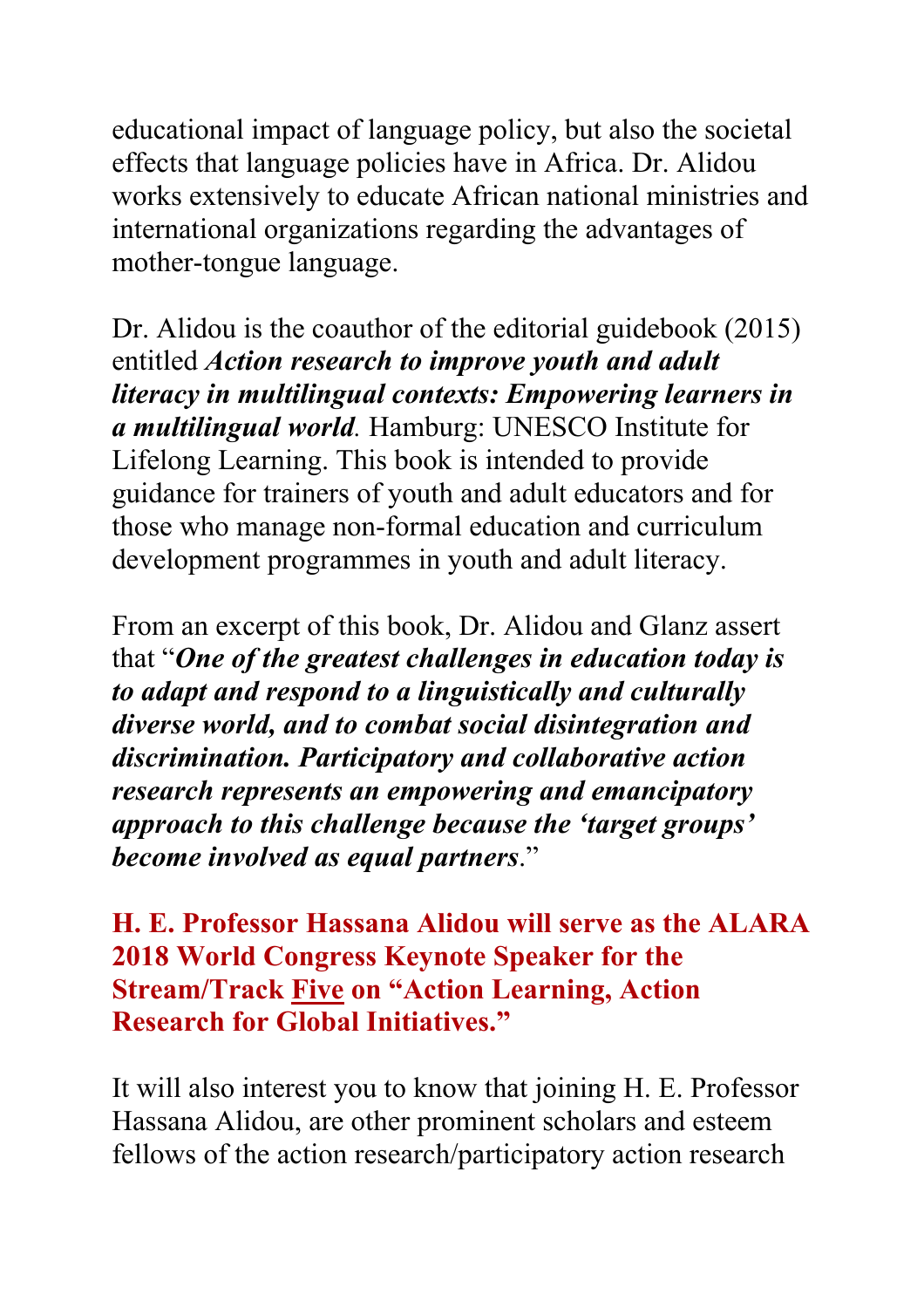educational impact of language policy, but also the societal effects that language policies have in Africa. Dr. Alidou works extensively to educate African national ministries and international organizations regarding the advantages of mother-tongue language.

Dr. Alidou is the coauthor of the editorial guidebook (2015) entitled ***Action research to improve youth and adult literacy in multilingual contexts: Empowering learners in a multilingual world***. Hamburg: UNESCO Institute for Lifelong Learning. This book is intended to provide guidance for trainers of youth and adult educators and for those who manage non-formal education and curriculum development programmes in youth and adult literacy.

From an excerpt of this book, Dr. Alidou and Glanz assert that "***One of the greatest challenges in education today is to adapt and respond to a linguistically and culturally diverse world, and to combat social disintegration and discrimination. Participatory and collaborative action research represents an empowering and emancipatory approach to this challenge because the 'target groups' become involved as equal partners***."

**H. E. Professor Hassana Alidou will serve as the ALARA 2018 World Congress Keynote Speaker for the Stream/Track Five on "Action Learning, Action Research for Global Initiatives."**

It will also interest you to know that joining H. E. Professor Hassana Alidou, are other prominent scholars and esteem fellows of the action research/participatory action research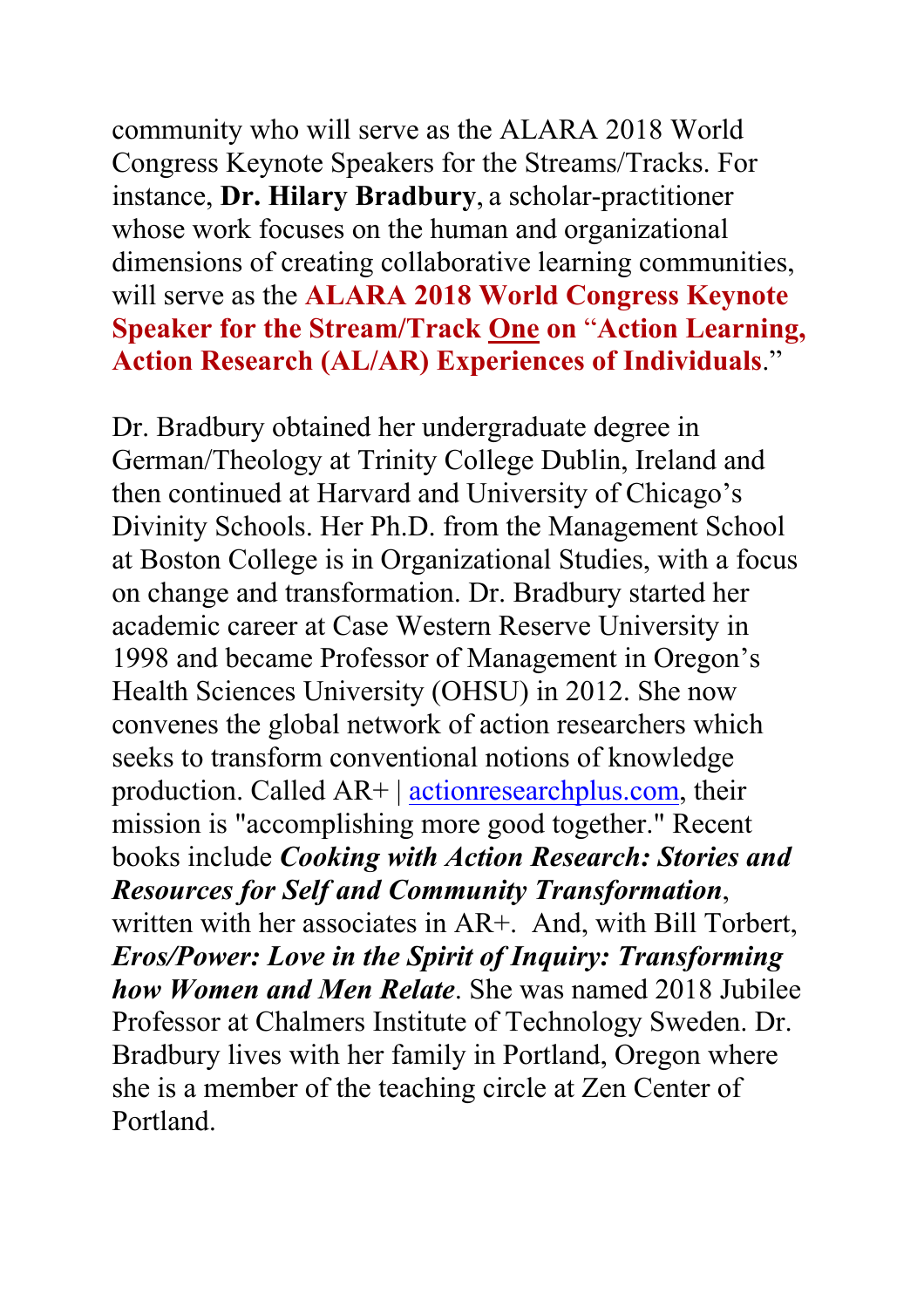community who will serve as the ALARA 2018 World Congress Keynote Speakers for the Streams/Tracks. For instance, **Dr. Hilary Bradbury**, a scholar-practitioner whose work focuses on the human and organizational dimensions of creating collaborative learning communities, will serve as the **ALARA 2018 World Congress Keynote Speaker for the Stream/Track One on "Action Learning, Action Research (AL/AR) Experiences of Individuals**."

Dr. Bradbury obtained her undergraduate degree in German/Theology at Trinity College Dublin, Ireland and then continued at Harvard and University of Chicago's Divinity Schools. Her Ph.D. from the Management School at Boston College is in Organizational Studies, with a focus on change and transformation. Dr. Bradbury started her academic career at Case Western Reserve University in 1998 and became Professor of Management in Oregon's Health Sciences University (OHSU) in 2012. She now convenes the global network of action researchers which seeks to transform conventional notions of knowledge production. Called AR+ | actionresearchplus.com, their mission is "accomplishing more good together." Recent books include ***Cooking with Action Research: Stories and Resources for Self and Community Transformation***, written with her associates in AR+. And, with Bill Torbert, ***Eros/Power: Love in the Spirit of Inquiry: Transforming how Women and Men Relate***. She was named 2018 Jubilee Professor at Chalmers Institute of Technology Sweden. Dr. Bradbury lives with her family in Portland, Oregon where she is a member of the teaching circle at Zen Center of Portland.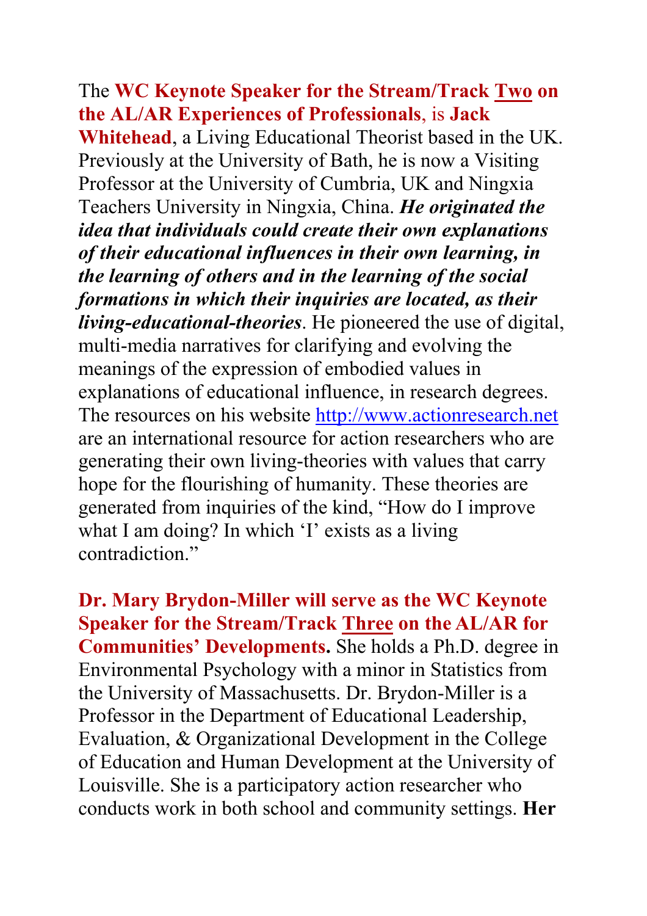The **WC Keynote Speaker for the Stream/Track Two on the AL/AR Experiences of Professionals**, is **Jack Whitehead**, a Living Educational Theorist based in the UK. Previously at the University of Bath, he is now a Visiting Professor at the University of Cumbria, UK and Ningxia Teachers University in Ningxia, China. ***He originated the idea that individuals could create their own explanations of their educational influences in their own learning, in the learning of others and in the learning of the social formations in which their inquiries are located, as their living-educational-theories***. He pioneered the use of digital, multi-media narratives for clarifying and evolving the meanings of the expression of embodied values in explanations of educational influence, in research degrees. The resources on his website http://www.actionresearch.net are an international resource for action researchers who are generating their own living-theories with values that carry hope for the flourishing of humanity. These theories are generated from inquiries of the kind, "How do I improve what I am doing? In which 'I' exists as a living contradiction."

**Dr. Mary Brydon-Miller will serve as the WC Keynote Speaker for the Stream/Track Three on the AL/AR for Communities' Developments.** She holds a Ph.D. degree in Environmental Psychology with a minor in Statistics from the University of Massachusetts. Dr. Brydon-Miller is a Professor in the Department of Educational Leadership, Evaluation, & Organizational Development in the College of Education and Human Development at the University of Louisville. She is a participatory action researcher who conducts work in both school and community settings. **Her**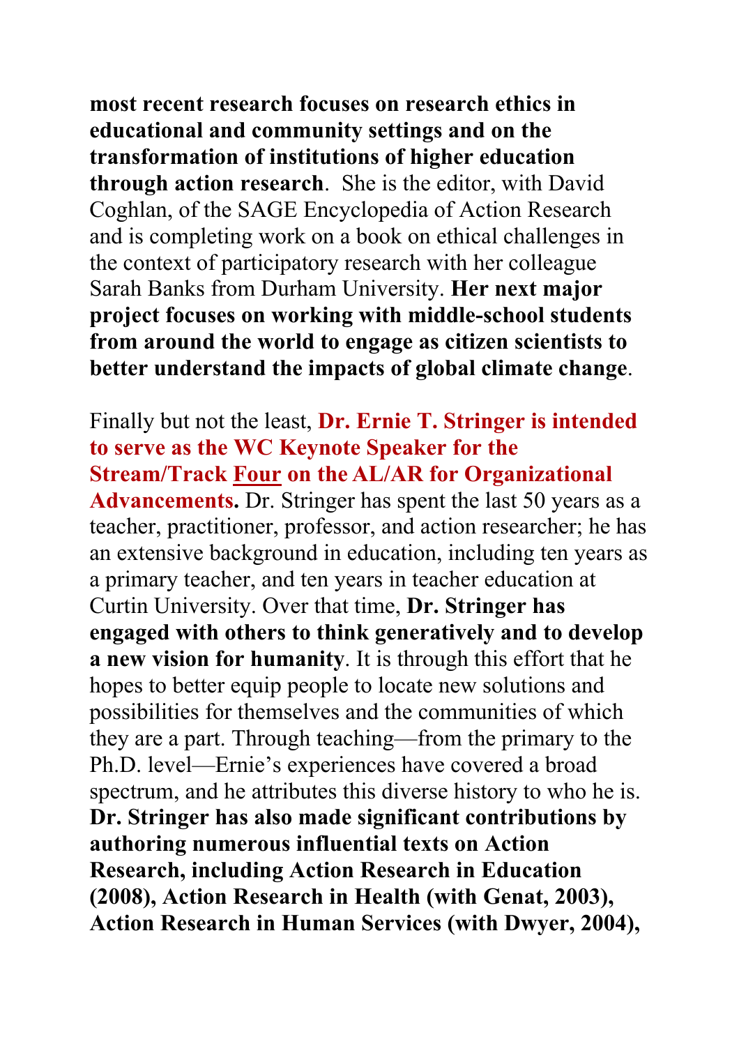**most recent research focuses on research ethics in educational and community settings and on the transformation of institutions of higher education through action research**. She is the editor, with David Coghlan, of the SAGE Encyclopedia of Action Research and is completing work on a book on ethical challenges in the context of participatory research with her colleague Sarah Banks from Durham University. **Her next major project focuses on working with middle-school students from around the world to engage as citizen scientists to better understand the impacts of global climate change**.

Finally but not the least, **Dr. Ernie T. Stringer is intended to serve as the WC Keynote Speaker for the Stream/Track Four on the AL/AR for Organizational Advancements.** Dr. Stringer has spent the last 50 years as a teacher, practitioner, professor, and action researcher; he has an extensive background in education, including ten years as a primary teacher, and ten years in teacher education at Curtin University. Over that time, **Dr. Stringer has engaged with others to think generatively and to develop a new vision for humanity**. It is through this effort that he hopes to better equip people to locate new solutions and possibilities for themselves and the communities of which they are a part. Through teaching—from the primary to the Ph.D. level—Ernie's experiences have covered a broad spectrum, and he attributes this diverse history to who he is. **Dr. Stringer has also made significant contributions by authoring numerous influential texts on Action Research, including Action Research in Education (2008), Action Research in Health (with Genat, 2003), Action Research in Human Services (with Dwyer, 2004),**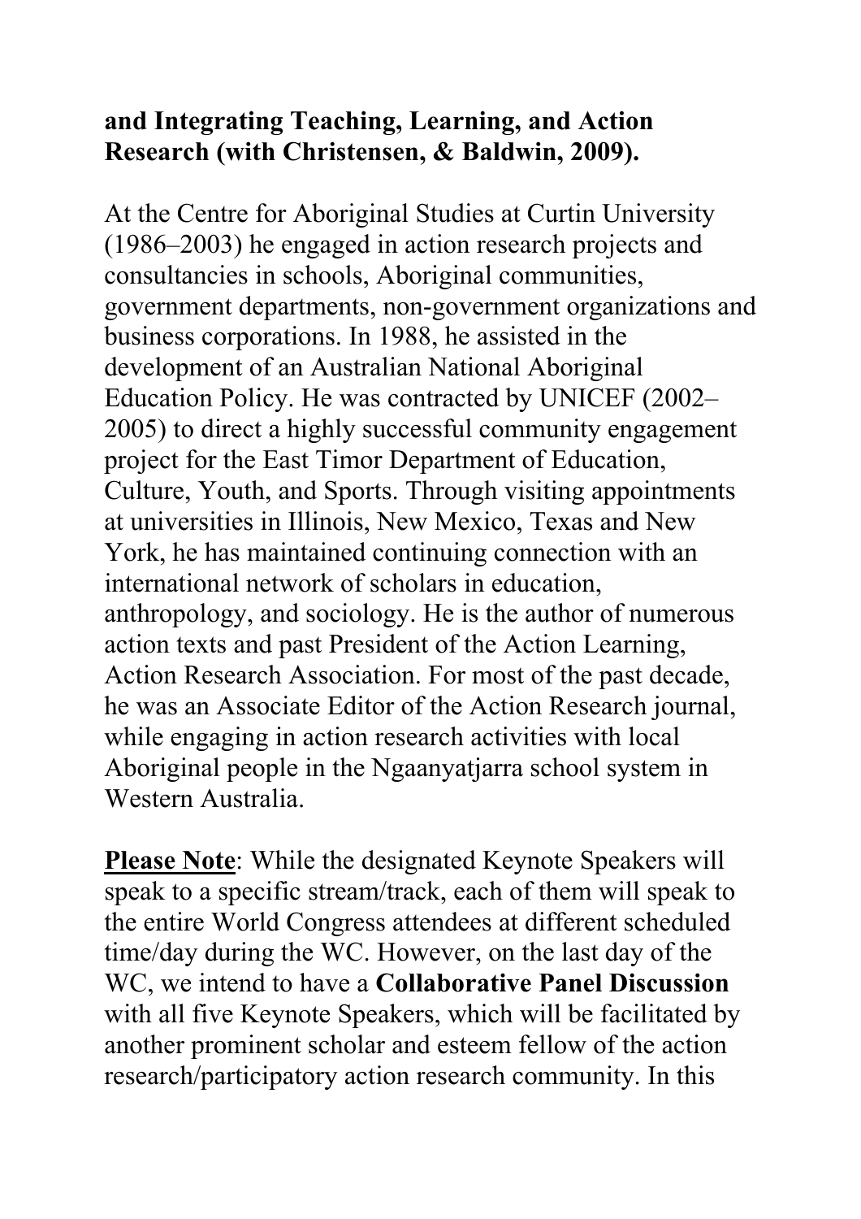**and Integrating Teaching, Learning, and Action Research (with Christensen, & Baldwin, 2009).**

At the Centre for Aboriginal Studies at Curtin University (1986–2003) he engaged in action research projects and consultancies in schools, Aboriginal communities, government departments, non-government organizations and business corporations. In 1988, he assisted in the development of an Australian National Aboriginal Education Policy. He was contracted by UNICEF (2002–2005) to direct a highly successful community engagement project for the East Timor Department of Education, Culture, Youth, and Sports. Through visiting appointments at universities in Illinois, New Mexico, Texas and New York, he has maintained continuing connection with an international network of scholars in education, anthropology, and sociology. He is the author of numerous action texts and past President of the Action Learning, Action Research Association. For most of the past decade, he was an Associate Editor of the Action Research journal, while engaging in action research activities with local Aboriginal people in the Ngaanyatjarra school system in Western Australia.

<u>**Please Note**</u>: While the designated Keynote Speakers will speak to a specific stream/track, each of them will speak to the entire World Congress attendees at different scheduled time/day during the WC. However, on the last day of the WC, we intend to have a **Collaborative Panel Discussion** with all five Keynote Speakers, which will be facilitated by another prominent scholar and esteem fellow of the action research/participatory action research community. In this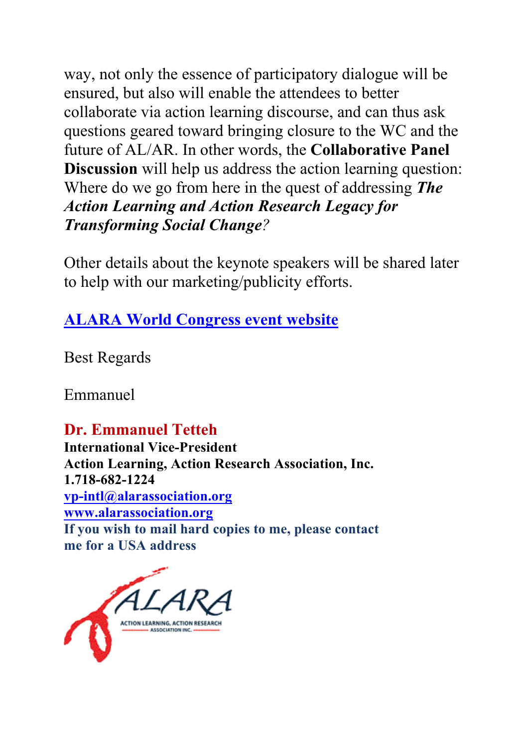way, not only the essence of participatory dialogue will be ensured, but also will enable the attendees to better collaborate via action learning discourse, and can thus ask questions geared toward bringing closure to the WC and the future of AL/AR. In other words, the **Collaborative Panel Discussion** will help us address the action learning question: Where do we go from here in the quest of addressing ***The Action Learning and Action Research Legacy for Transforming Social Change***?

Other details about the keynote speakers will be shared later to help with our marketing/publicity efforts.

**ALARA World Congress event website**

Best Regards

Emmanuel

**Dr. Emmanuel Tetteh**
**International Vice-President**
**Action Learning, Action Research Association, Inc.**
**1.718-682-1224**
**vp-intl@alarassociation.org**
**www.alarassociation.org**
**If you wish to mail hard copies to me, please contact me for a USA address**

ALARA
ACTION LEARNING, ACTION RESEARCH ASSOCIATION INC.